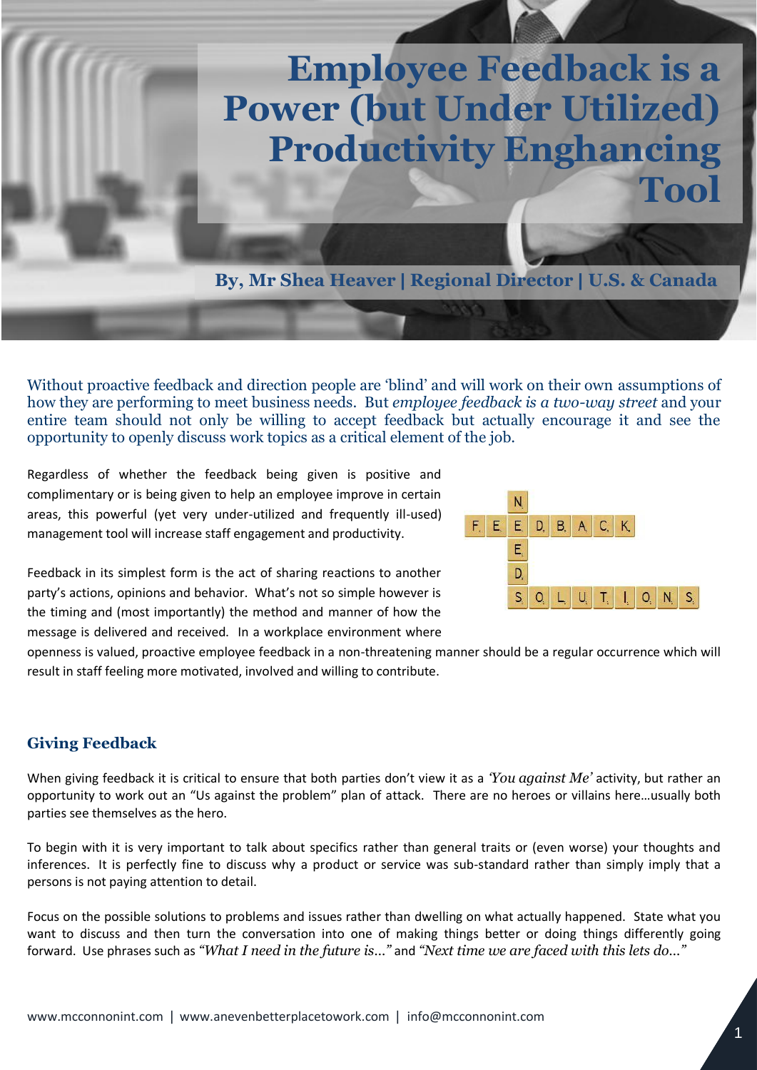# Employee Feedback is a Power (but Under Utilized) Productivity Enghancing Tool

**By, Mr Shea Heaver | Regional Director | U.S. & Canada**

Without proactive feedback and direction people are 'blind' and will work on their own assumptions of how they are performing to meet business needs. But *employee feedback is a two-way street* and your entire team should not only be willing to accept feedback but actually encourage it and see the opportunity to openly discuss work topics as a critical element of the job.

Regardless of whether the feedback being given is positive and complimentary or is being given to help an employee improve in certain areas, this powerful (yet very under-utilized and frequently ill-used) management tool will increase staff engagement and productivity.

Feedback in its simplest form is the act of sharing reactions to another party's actions, opinions and behavior. What's not so simple however is the timing and (most importantly) the method and manner of how the message is delivered and received. In a workplace environment where openness is valued, proactive employee feedback in a non-threatening manner should be a regular occurrence which will result in staff feeling more motivated, involved and willing to contribute.

## Giving Feedback

When giving feedback it is critical to ensure that both parties don't view it as a *'You against Me'* activity, but rather an opportunity to work out an "Us against the problem" plan of attack. There are no heroes or villains here…usually both parties see themselves as the hero.

To begin with it is very important to talk about specifics rather than general traits or (even worse) your thoughts and inferences. It is perfectly fine to discuss why a product or service was sub-standard rather than simply imply that a persons is not paying attention to detail.

Focus on the possible solutions to problems and issues rather than dwelling on what actually happened. State what you want to discuss and then turn the conversation into one of making things better or doing things differently going forward. Use phrases such as *"What I need in the future is…"* and *"Next time we are faced with this lets do…"*

www.mcconnonint.com | www.anevenbetterplacetowork.com | info@mcconnonint.com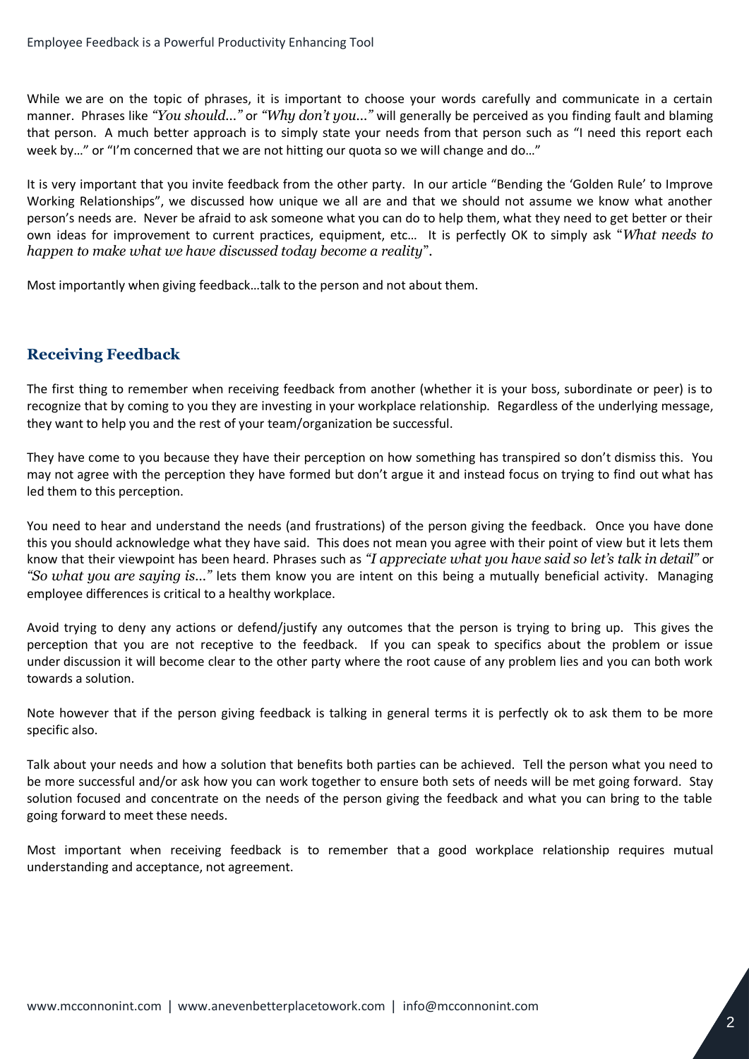While we are on the topic of phrases, it is important to choose your words carefully and communicate in a certain manner. Phrases like *"You should…"* or *"Why don't you…"* will generally be perceived as you finding fault and blaming that person. A much better approach is to simply state your needs from that person such as "I need this report each week by…" or "I'm concerned that we are not hitting our quota so we will change and do…"

It is very important that you invite feedback from the other party. In our article "Bending the 'Golden Rule' to Improve Working Relationships", we discussed how unique we all are and that we should not assume we know what another person's needs are. Never be afraid to ask someone what you can do to help them, what they need to get better or their own ideas for improvement to current practices, equipment, etc… It is perfectly OK to simply ask "*What needs to happen to make what we have discussed today become a reality*".

Most importantly when giving feedback…talk to the person and not about them.

## Receiving Feedback

The first thing to remember when receiving feedback from another (whether it is your boss, subordinate or peer) is to recognize that by coming to you they are investing in your workplace relationship. Regardless of the underlying message, they want to help you and the rest of your team/organization be successful.

They have come to you because they have their perception on how something has transpired so don't dismiss this. You may not agree with the perception they have formed but don't argue it and instead focus on trying to find out what has led them to this perception.

You need to hear and understand the needs (and frustrations) of the person giving the feedback. Once you have done this you should acknowledge what they have said. This does not mean you agree with their point of view but it lets them know that their viewpoint has been heard. Phrases such as *"I appreciate what you have said so let's talk in detail"* or *"So what you are saying is…"* lets them know you are intent on this being a mutually beneficial activity. Managing employee differences is critical to a healthy workplace.

Avoid trying to deny any actions or defend/justify any outcomes that the person is trying to bring up. This gives the perception that you are not receptive to the feedback. If you can speak to specifics about the problem or issue under discussion it will become clear to the other party where the root cause of any problem lies and you can both work towards a solution.

Note however that if the person giving feedback is talking in general terms it is perfectly ok to ask them to be more specific also.

Talk about your needs and how a solution that benefits both parties can be achieved. Tell the person what you need to be more successful and/or ask how you can work together to ensure both sets of needs will be met going forward. Stay solution focused and concentrate on the needs of the person giving the feedback and what you can bring to the table going forward to meet these needs.

Most important when receiving feedback is to remember that a good workplace relationship requires mutual understanding and acceptance, not agreement.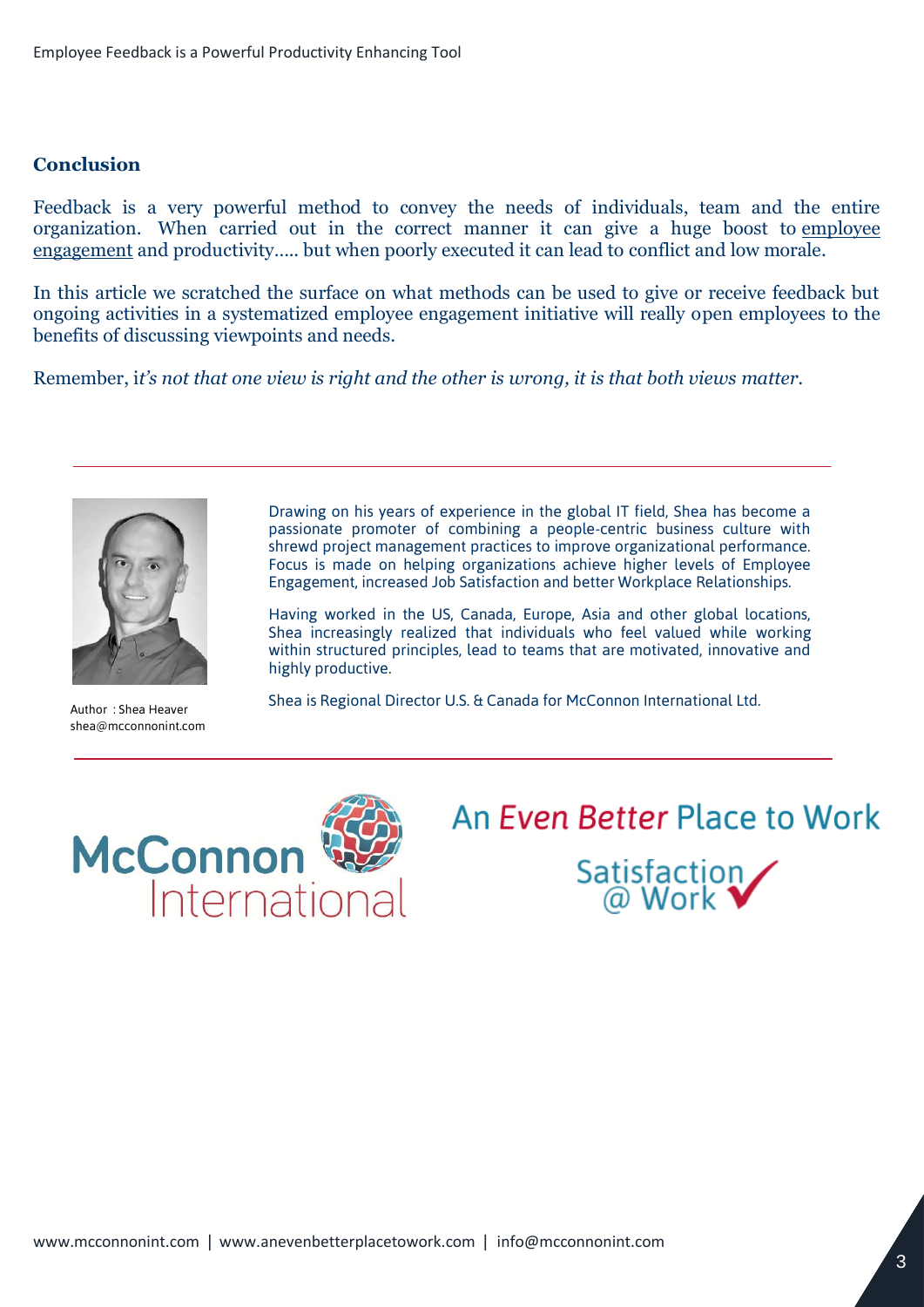## Conclusion

Feedback is a very powerful method to convey the needs of individuals, team and the entire organization. When carried out in the correct manner it can give a huge boost to employee engagement and productivity….. but when poorly executed it can lead to conflict and low morale.

In this article we scratched the surface on what methods can be used to give or receive feedback but ongoing activities in a systematized employee engagement initiative will really open employees to the benefits of discussing viewpoints and needs.

Remember, i*t's not that one view is right and the other is wrong, it is that both views matter.*

---

Author : Shea Heaver
shea@mcconnonint.com

Drawing on his years of experience in the global IT field, Shea has become a passionate promoter of combining a people-centric business culture with shrewd project management practices to improve organizational performance. Focus is made on helping organizations achieve higher levels of Employee Engagement, increased Job Satisfaction and better Workplace Relationships.

Having worked in the US, Canada, Europe, Asia and other global locations, Shea increasingly realized that individuals who feel valued while working within structured principles, lead to teams that are motivated, innovative and highly productive.

Shea is Regional Director U.S. & Canada for McConnon International Ltd.

---

McConnon International

An *Even Better* Place to Work

Satisfaction @ Work

www.mcconnonint.com | www.anevenbetterplacetowork.com | info@mcconnonint.com